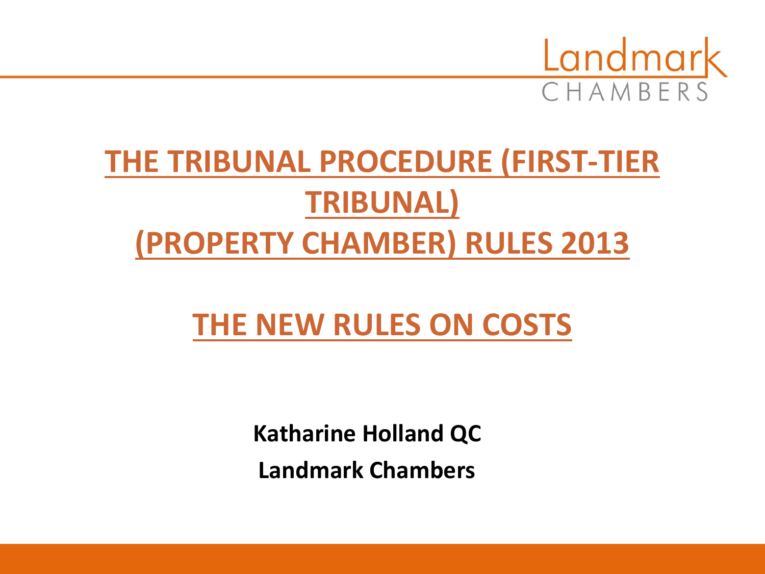# THE TRIBUNAL PROCEDURE (FIRST-TIER TRIBUNAL) (PROPERTY CHAMBER) RULES 2013

## THE NEW RULES ON COSTS

**Katharine Holland QC**

**Landmark Chambers**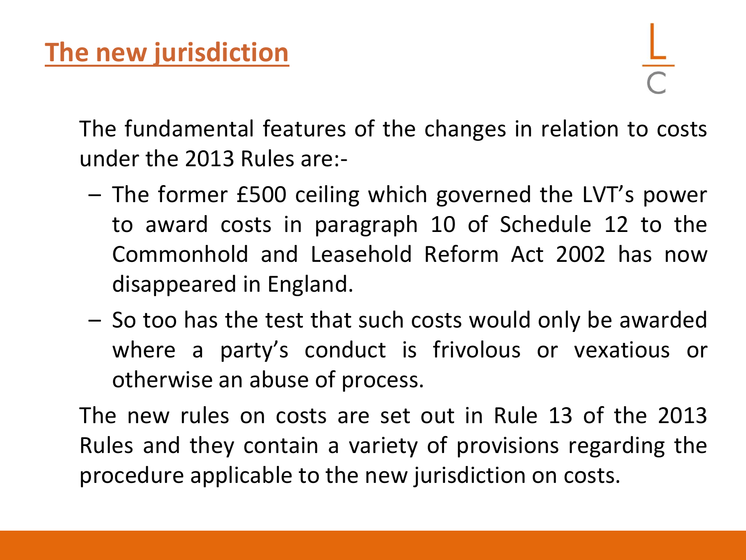## The new jurisdiction

The fundamental features of the changes in relation to costs under the 2013 Rules are:-

- The former £500 ceiling which governed the LVT's power to award costs in paragraph 10 of Schedule 12 to the Commonhold and Leasehold Reform Act 2002 has now disappeared in England.
- So too has the test that such costs would only be awarded where a party's conduct is frivolous or vexatious or otherwise an abuse of process.

The new rules on costs are set out in Rule 13 of the 2013 Rules and they contain a variety of provisions regarding the procedure applicable to the new jurisdiction on costs.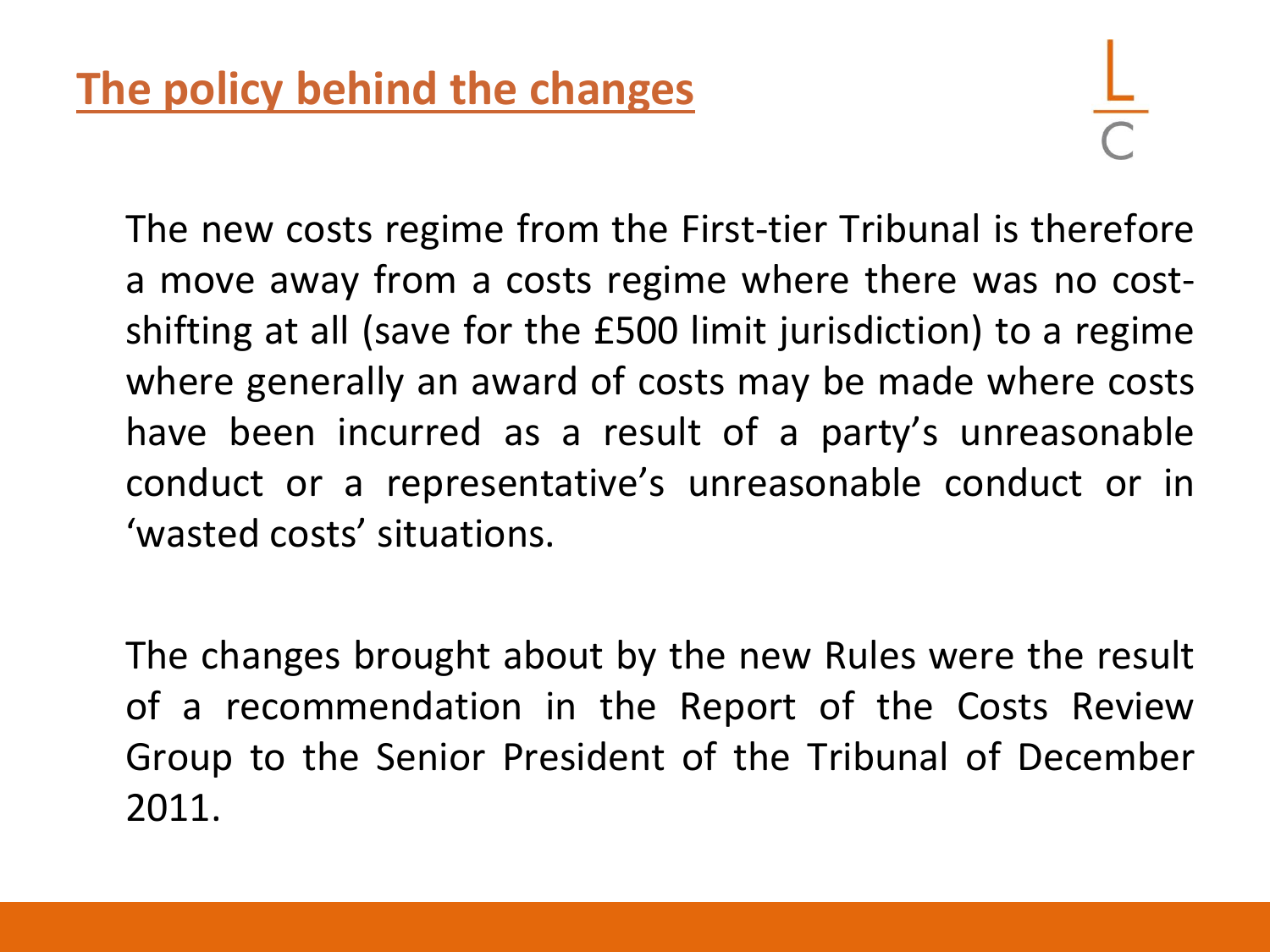## The policy behind the changes

The new costs regime from the First-tier Tribunal is therefore a move away from a costs regime where there was no cost-shifting at all (save for the £500 limit jurisdiction) to a regime where generally an award of costs may be made where costs have been incurred as a result of a party's unreasonable conduct or a representative's unreasonable conduct or in 'wasted costs' situations.

The changes brought about by the new Rules were the result of a recommendation in the Report of the Costs Review Group to the Senior President of the Tribunal of December 2011.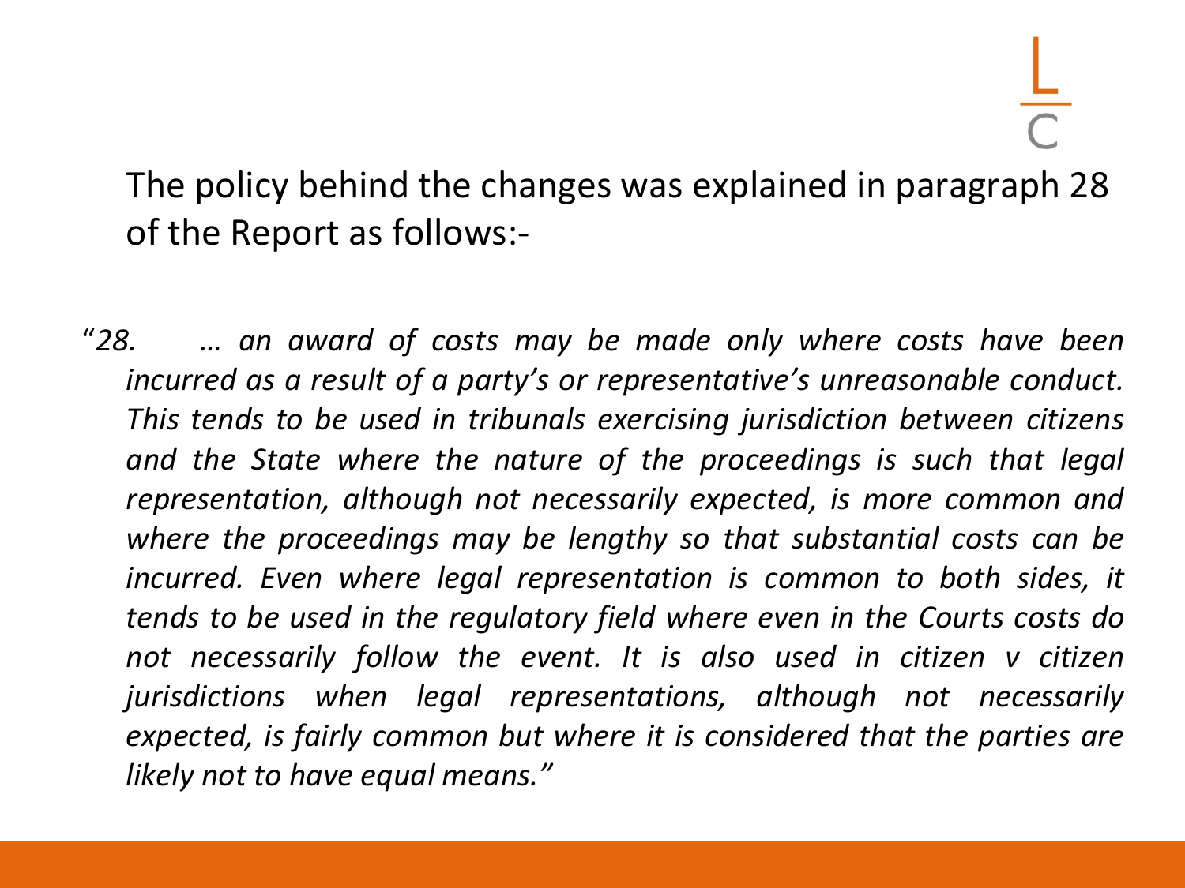The policy behind the changes was explained in paragraph 28 of the Report as follows:-

> *"28. … an award of costs may be made only where costs have been incurred as a result of a party's or representative's unreasonable conduct. This tends to be used in tribunals exercising jurisdiction between citizens and the State where the nature of the proceedings is such that legal representation, although not necessarily expected, is more common and where the proceedings may be lengthy so that substantial costs can be incurred. Even where legal representation is common to both sides, it tends to be used in the regulatory field where even in the Courts costs do not necessarily follow the event. It is also used in citizen v citizen jurisdictions when legal representations, although not necessarily expected, is fairly common but where it is considered that the parties are likely not to have equal means."*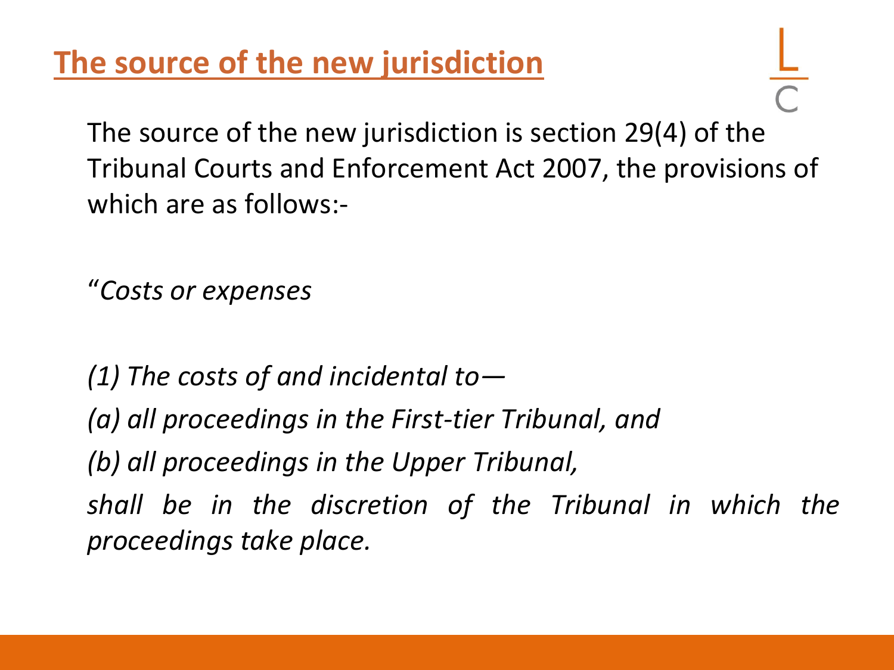# The source of the new jurisdiction

The source of the new jurisdiction is section 29(4) of the Tribunal Courts and Enforcement Act 2007, the provisions of which are as follows:-

"*Costs or expenses*

*(1) The costs of and incidental to—*

*(a) all proceedings in the First-tier Tribunal, and*

*(b) all proceedings in the Upper Tribunal,*

*shall be in the discretion of the Tribunal in which the proceedings take place.*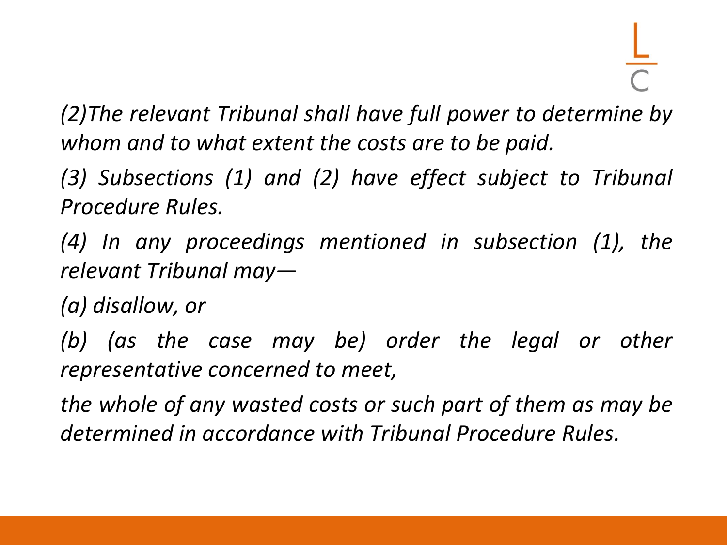*(2)The relevant Tribunal shall have full power to determine by whom and to what extent the costs are to be paid.*

*(3) Subsections (1) and (2) have effect subject to Tribunal Procedure Rules.*

*(4) In any proceedings mentioned in subsection (1), the relevant Tribunal may—*

*(a) disallow, or*

*(b) (as the case may be) order the legal or other representative concerned to meet,*

*the whole of any wasted costs or such part of them as may be determined in accordance with Tribunal Procedure Rules.*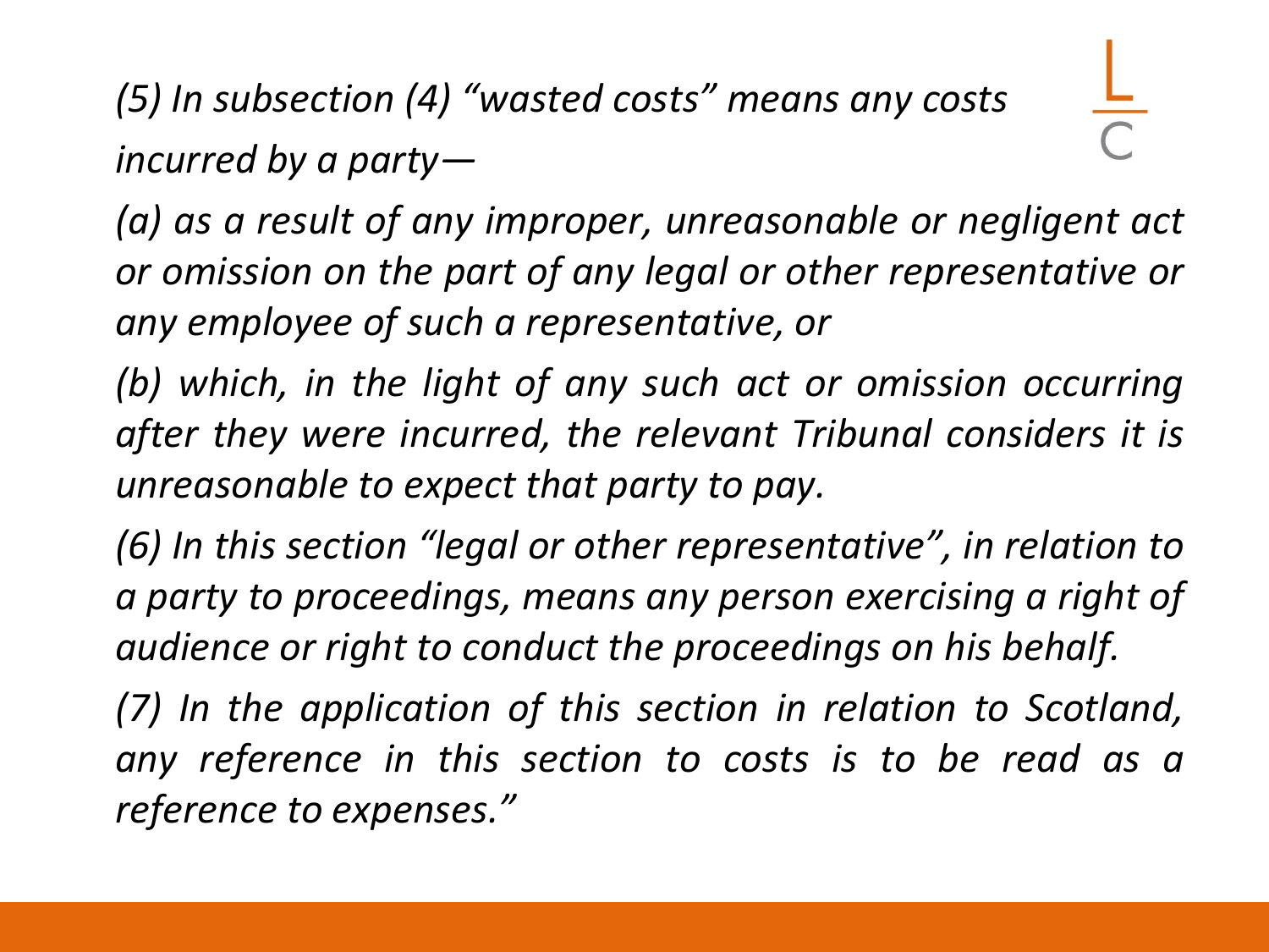*(5) In subsection (4) "wasted costs" means any costs incurred by a party—*

*(a) as a result of any improper, unreasonable or negligent act or omission on the part of any legal or other representative or any employee of such a representative, or*

*(b) which, in the light of any such act or omission occurring after they were incurred, the relevant Tribunal considers it is unreasonable to expect that party to pay.*

*(6) In this section "legal or other representative", in relation to a party to proceedings, means any person exercising a right of audience or right to conduct the proceedings on his behalf.*

*(7) In the application of this section in relation to Scotland, any reference in this section to costs is to be read as a reference to expenses."*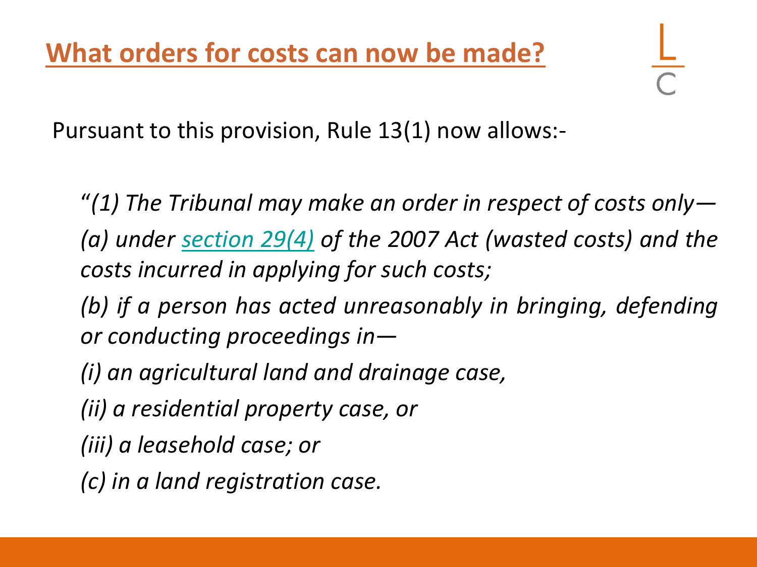## What orders for costs can now be made?

Pursuant to this provision, Rule 13(1) now allows:-

> *"(1) The Tribunal may make an order in respect of costs only—*
>
> *(a) under section 29(4) of the 2007 Act (wasted costs) and the costs incurred in applying for such costs;*
>
> *(b) if a person has acted unreasonably in bringing, defending or conducting proceedings in—*
>
> *(i) an agricultural land and drainage case,*
>
> *(ii) a residential property case, or*
>
> *(iii) a leasehold case; or*
>
> *(c) in a land registration case.*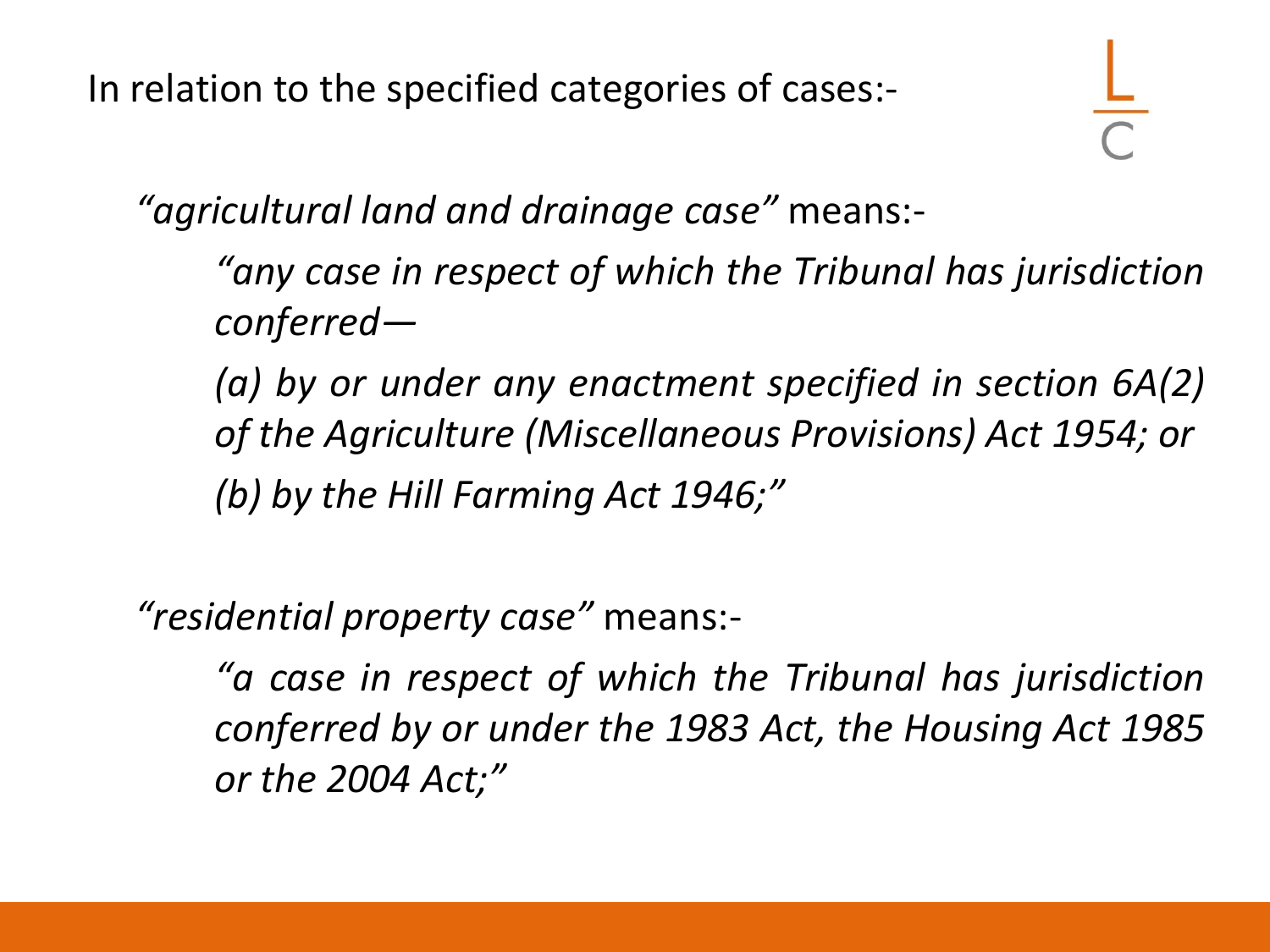In relation to the specified categories of cases:-

> *"agricultural land and drainage case"* means:-
>
> > *"any case in respect of which the Tribunal has jurisdiction conferred—*
> >
> > *(a) by or under any enactment specified in section 6A(2) of the Agriculture (Miscellaneous Provisions) Act 1954; or*
> >
> > *(b) by the Hill Farming Act 1946;"*
>
> *"residential property case"* means:-
>
> > *"a case in respect of which the Tribunal has jurisdiction conferred by or under the 1983 Act, the Housing Act 1985 or the 2004 Act;"*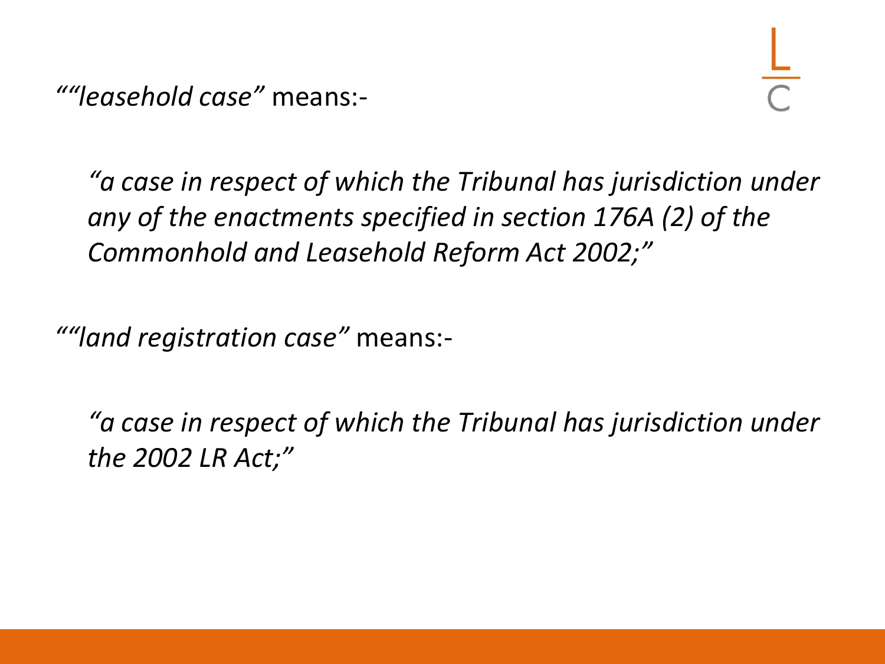*""leasehold case"* means:-

> *"a case in respect of which the Tribunal has jurisdiction under any of the enactments specified in section 176A (2) of the Commonhold and Leasehold Reform Act 2002;"*

*""land registration case"* means:-

> *"a case in respect of which the Tribunal has jurisdiction under the 2002 LR Act;"*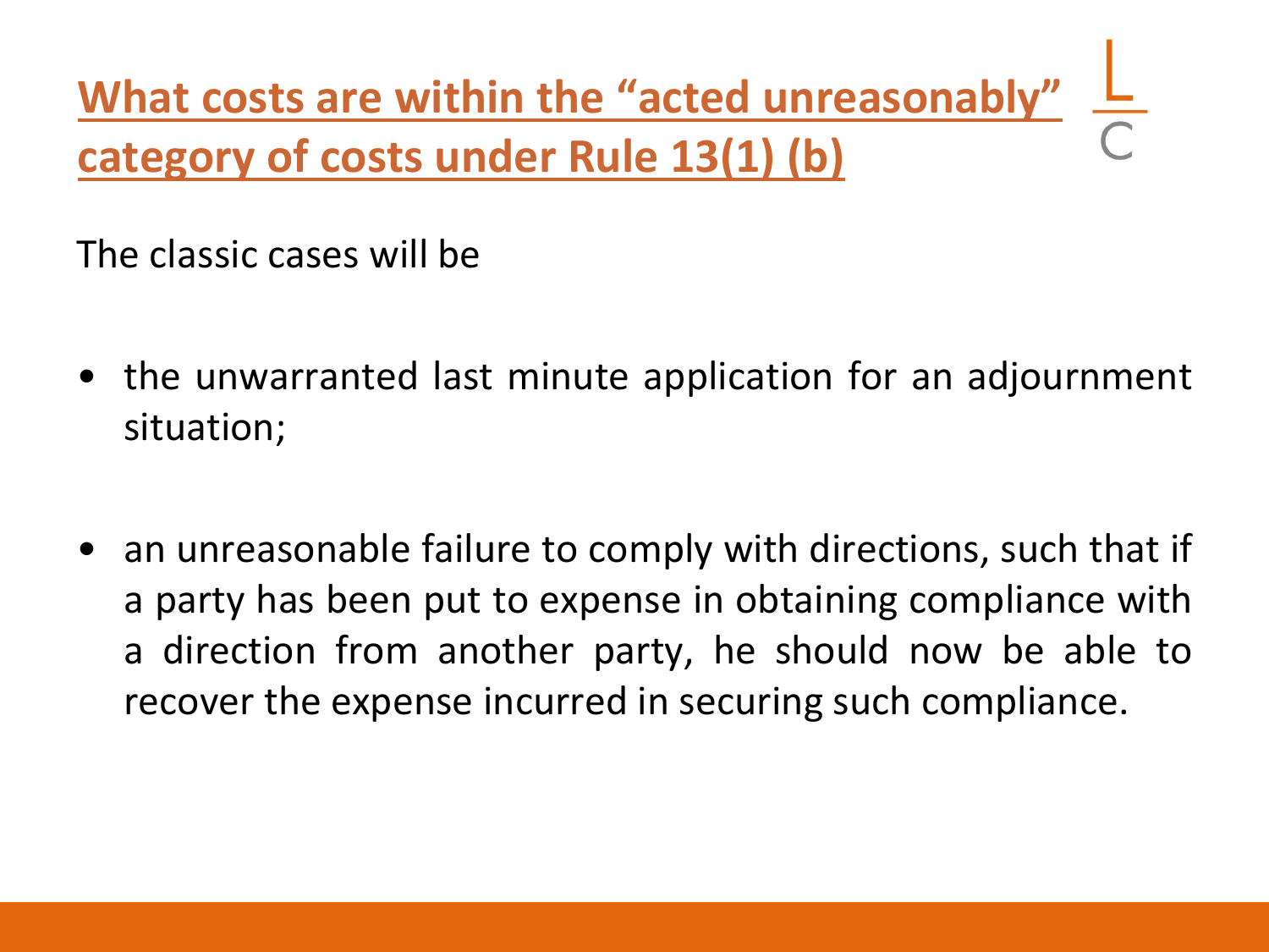## What costs are within the "acted unreasonably" category of costs under Rule 13(1) (b)

The classic cases will be

- the unwarranted last minute application for an adjournment situation;
- an unreasonable failure to comply with directions, such that if a party has been put to expense in obtaining compliance with a direction from another party, he should now be able to recover the expense incurred in securing such compliance.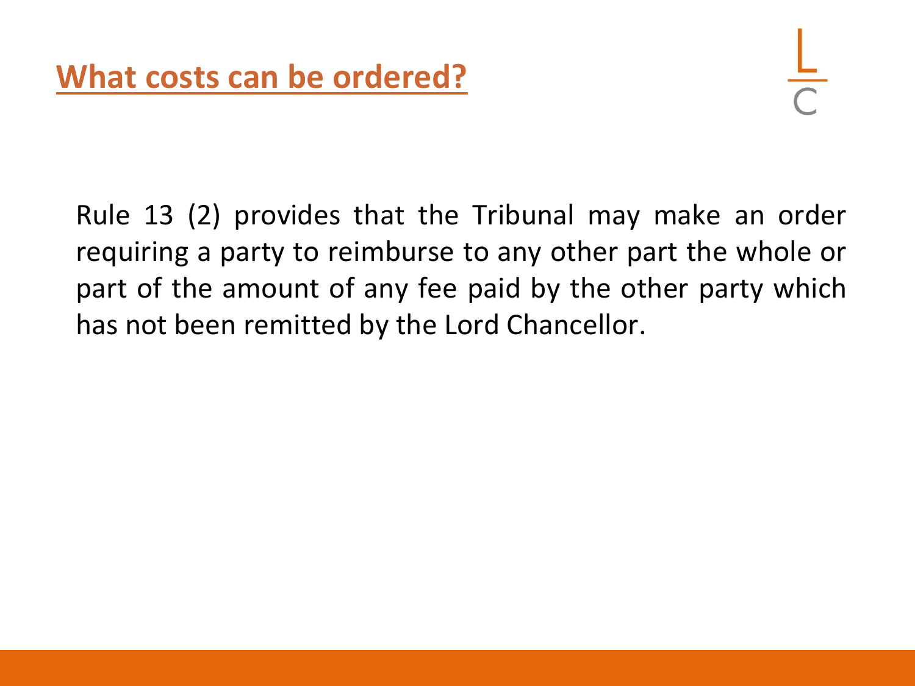## What costs can be ordered?

Rule 13 (2) provides that the Tribunal may make an order requiring a party to reimburse to any other part the whole or part of the amount of any fee paid by the other party which has not been remitted by the Lord Chancellor.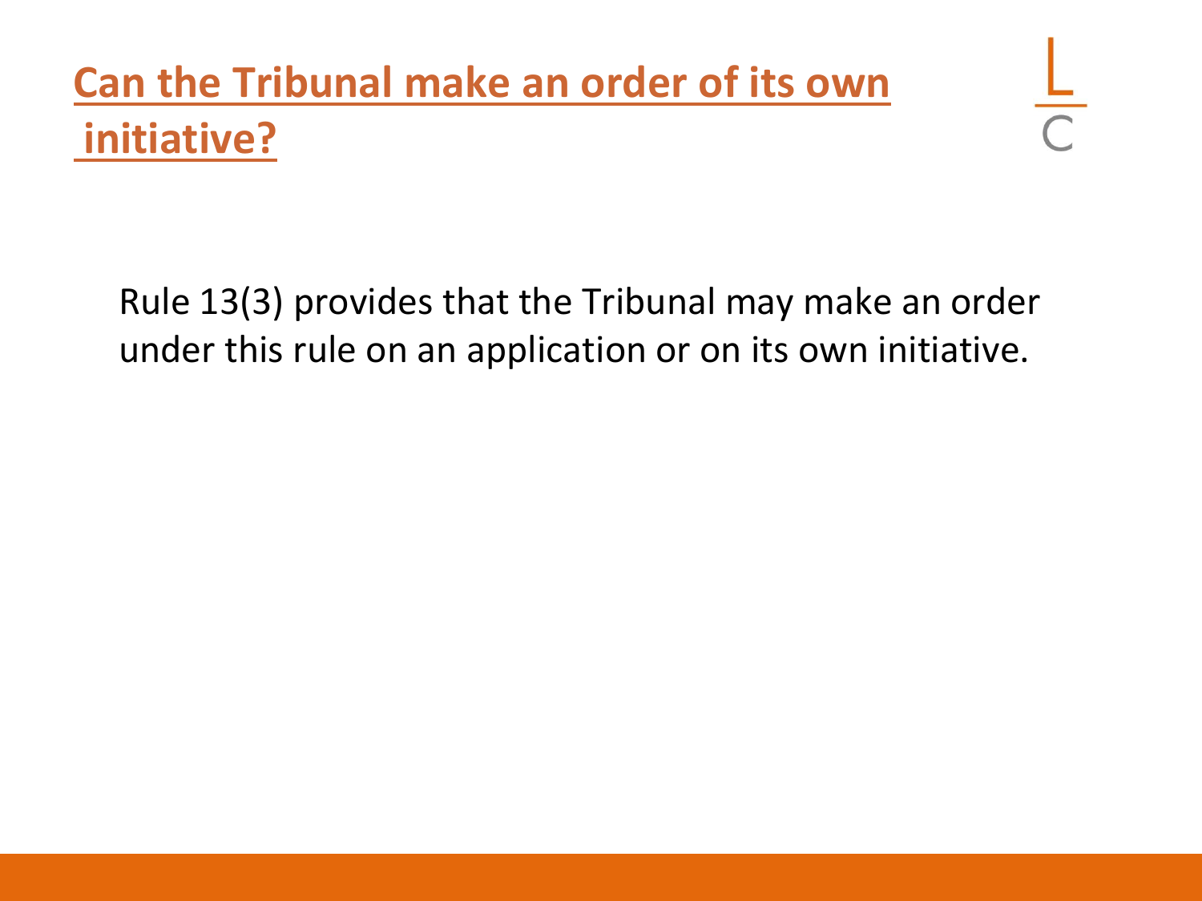# Can the Tribunal make an order of its own initiative?

Rule 13(3) provides that the Tribunal may make an order under this rule on an application or on its own initiative.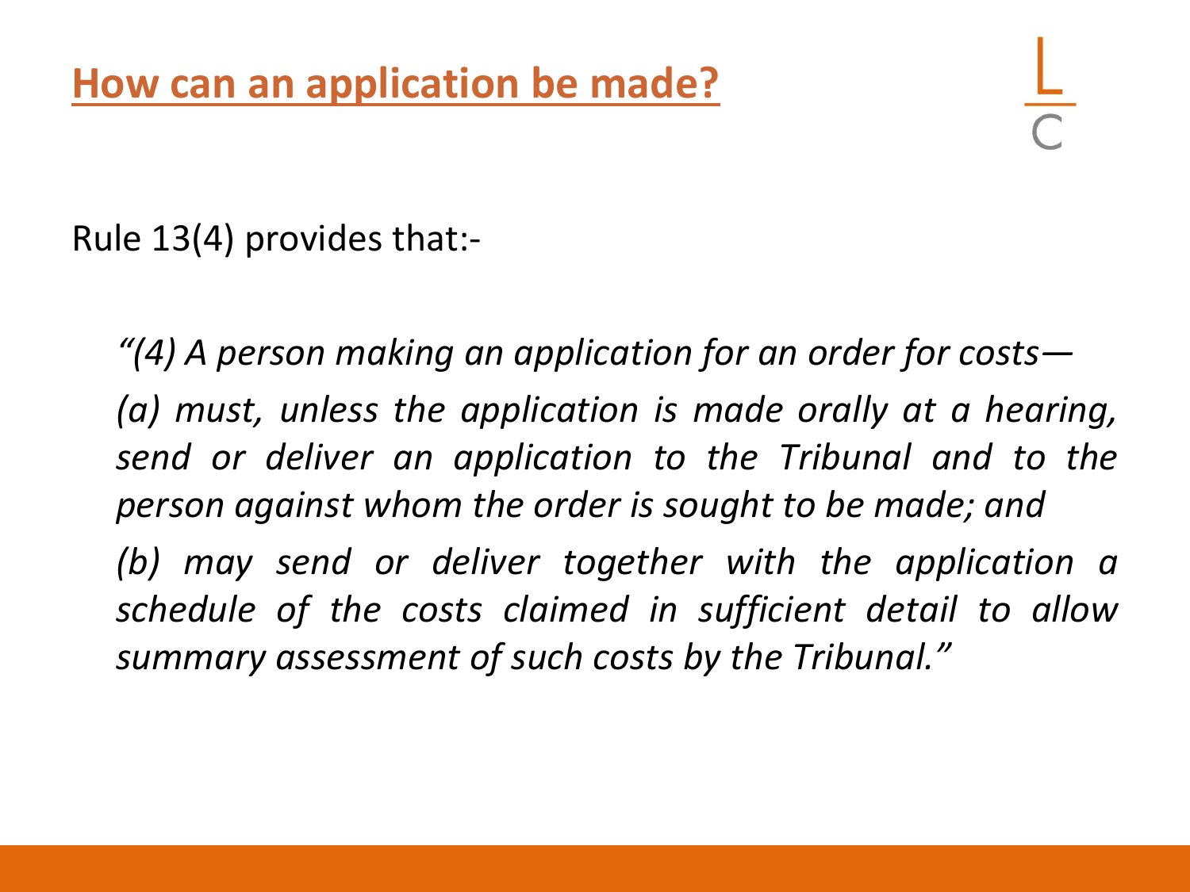## How can an application be made?

Rule 13(4) provides that:-

*“(4) A person making an application for an order for costs—*

*(a) must, unless the application is made orally at a hearing, send or deliver an application to the Tribunal and to the person against whom the order is sought to be made; and*

*(b) may send or deliver together with the application a schedule of the costs claimed in sufficient detail to allow summary assessment of such costs by the Tribunal.”*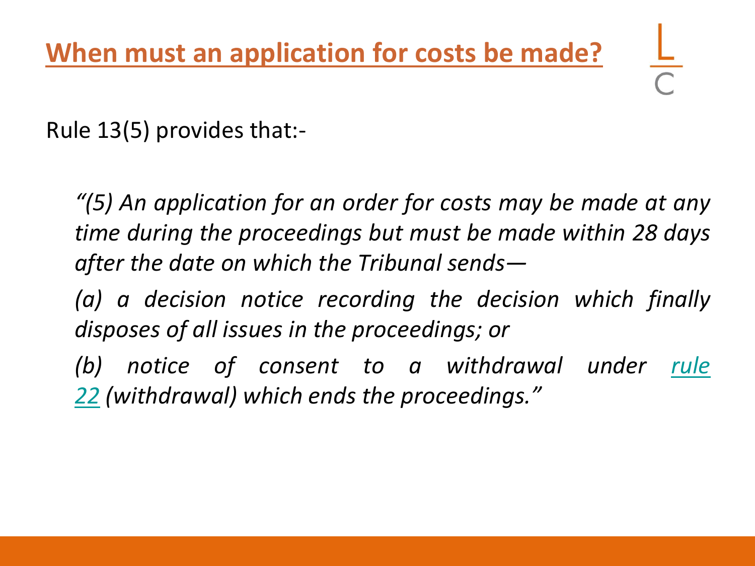## When must an application for costs be made?

Rule 13(5) provides that:-

*"(5) An application for an order for costs may be made at any time during the proceedings but must be made within 28 days after the date on which the Tribunal sends—*

*(a) a decision notice recording the decision which finally disposes of all issues in the proceedings; or*

*(b) notice of consent to a withdrawal under rule 22 (withdrawal) which ends the proceedings."*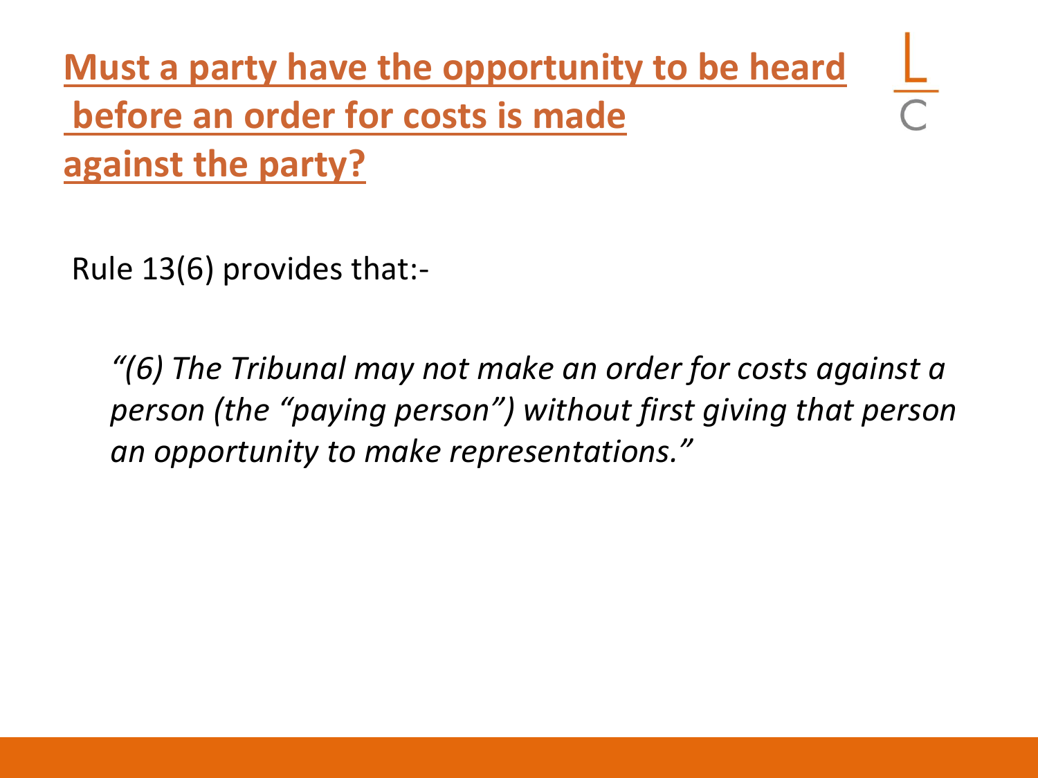## Must a party have the opportunity to be heard before an order for costs is made against the party?

Rule 13(6) provides that:-

> *"(6) The Tribunal may not make an order for costs against a person (the "paying person") without first giving that person an opportunity to make representations."*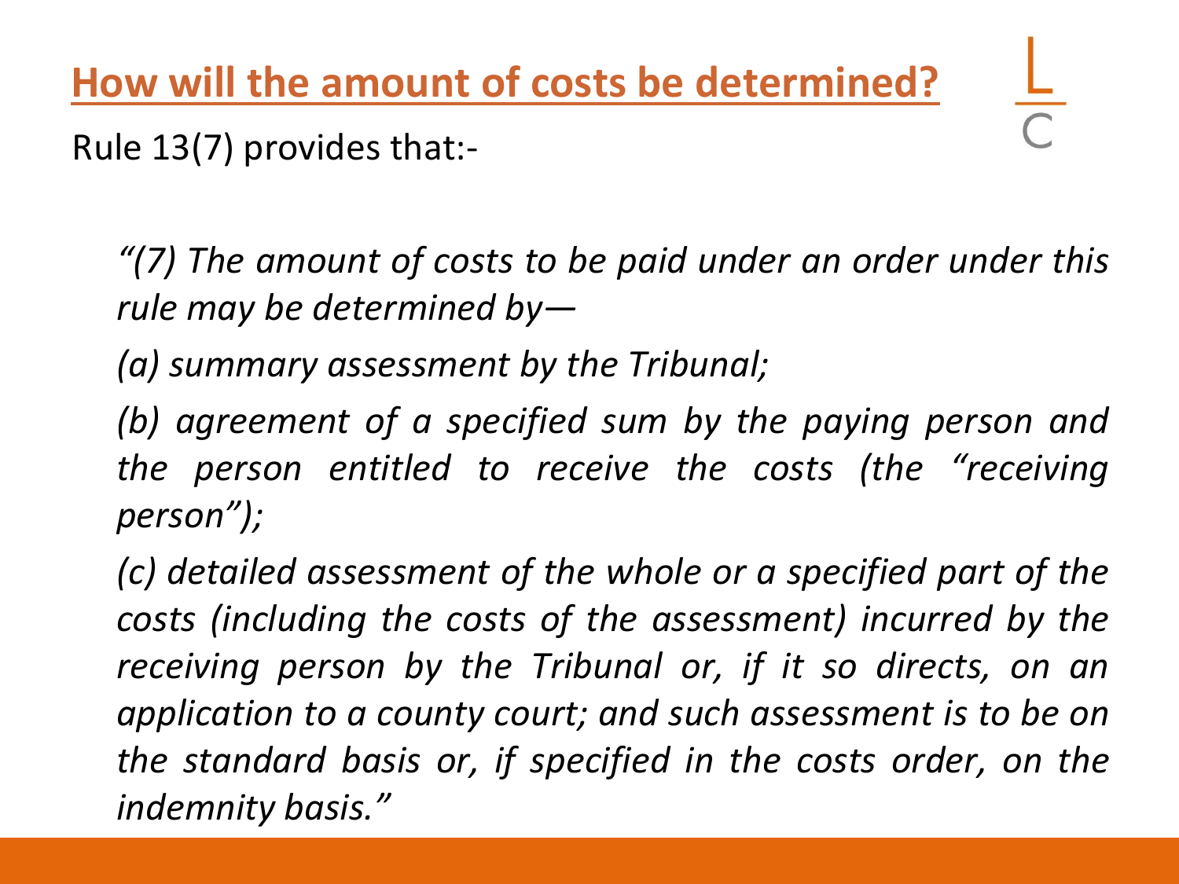## How will the amount of costs be determined?

Rule 13(7) provides that:-

> *"(7) The amount of costs to be paid under an order under this rule may be determined by—*
>
> *(a) summary assessment by the Tribunal;*
>
> *(b) agreement of a specified sum by the paying person and the person entitled to receive the costs (the "receiving person");*
>
> *(c) detailed assessment of the whole or a specified part of the costs (including the costs of the assessment) incurred by the receiving person by the Tribunal or, if it so directs, on an application to a county court; and such assessment is to be on the standard basis or, if specified in the costs order, on the indemnity basis."*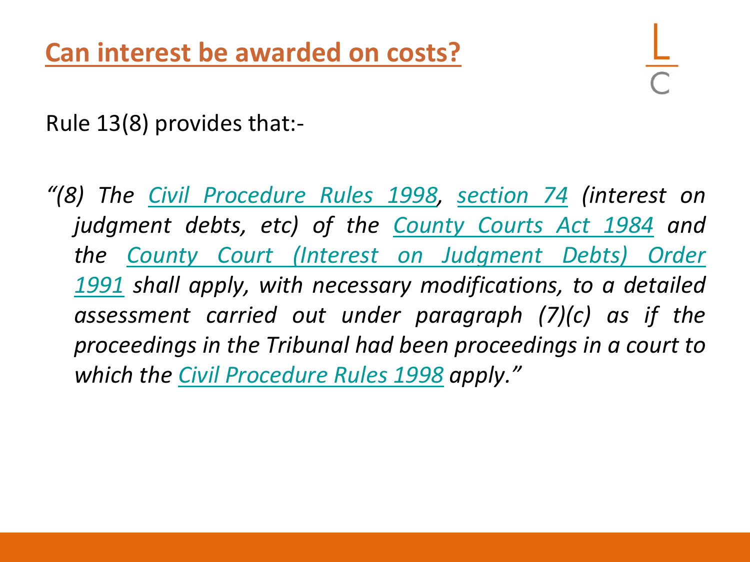## Can interest be awarded on costs?

Rule 13(8) provides that:-

*"(8) The Civil Procedure Rules 1998, section 74 (interest on judgment debts, etc) of the County Courts Act 1984 and the County Court (Interest on Judgment Debts) Order 1991 shall apply, with necessary modifications, to a detailed assessment carried out under paragraph (7)(c) as if the proceedings in the Tribunal had been proceedings in a court to which the Civil Procedure Rules 1998 apply."*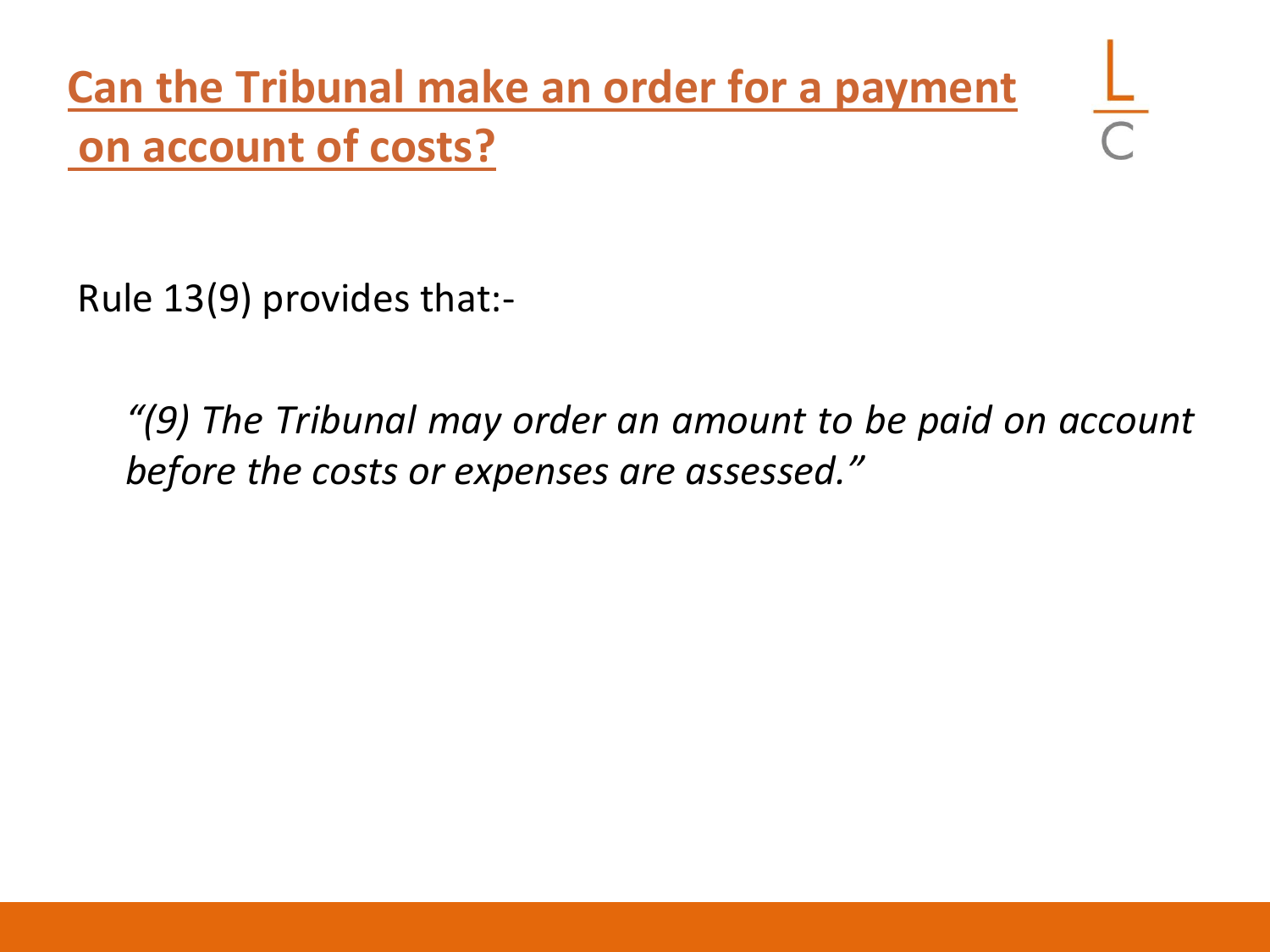## Can the Tribunal make an order for a payment on account of costs?

Rule 13(9) provides that:-

> *"(9) The Tribunal may order an amount to be paid on account before the costs or expenses are assessed."*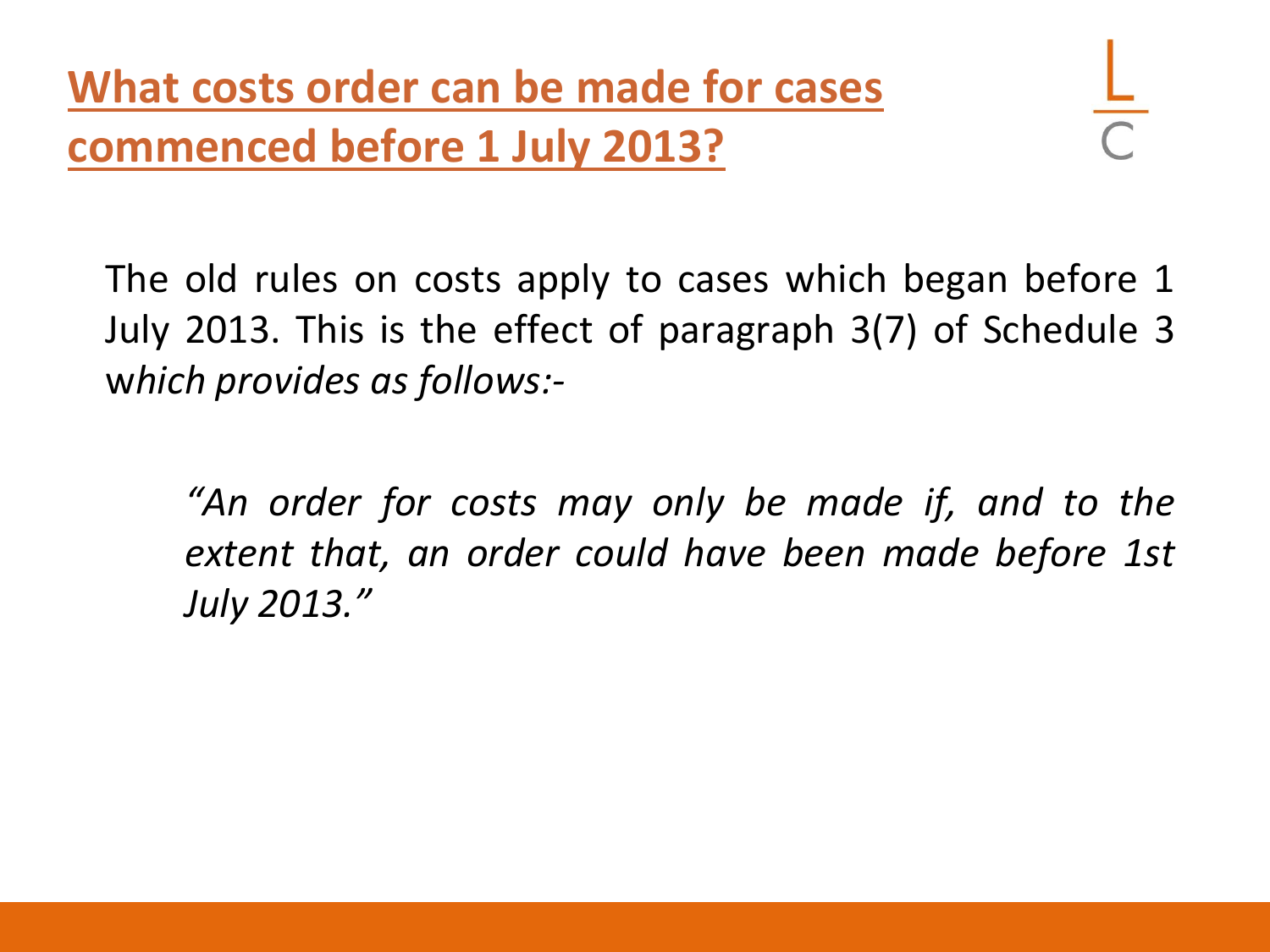# What costs order can be made for cases commenced before 1 July 2013?

The old rules on costs apply to cases which began before 1 July 2013. This is the effect of paragraph 3(7) of Schedule 3 w*hich provides as follows:-*

> *"An order for costs may only be made if, and to the extent that, an order could have been made before 1st July 2013."*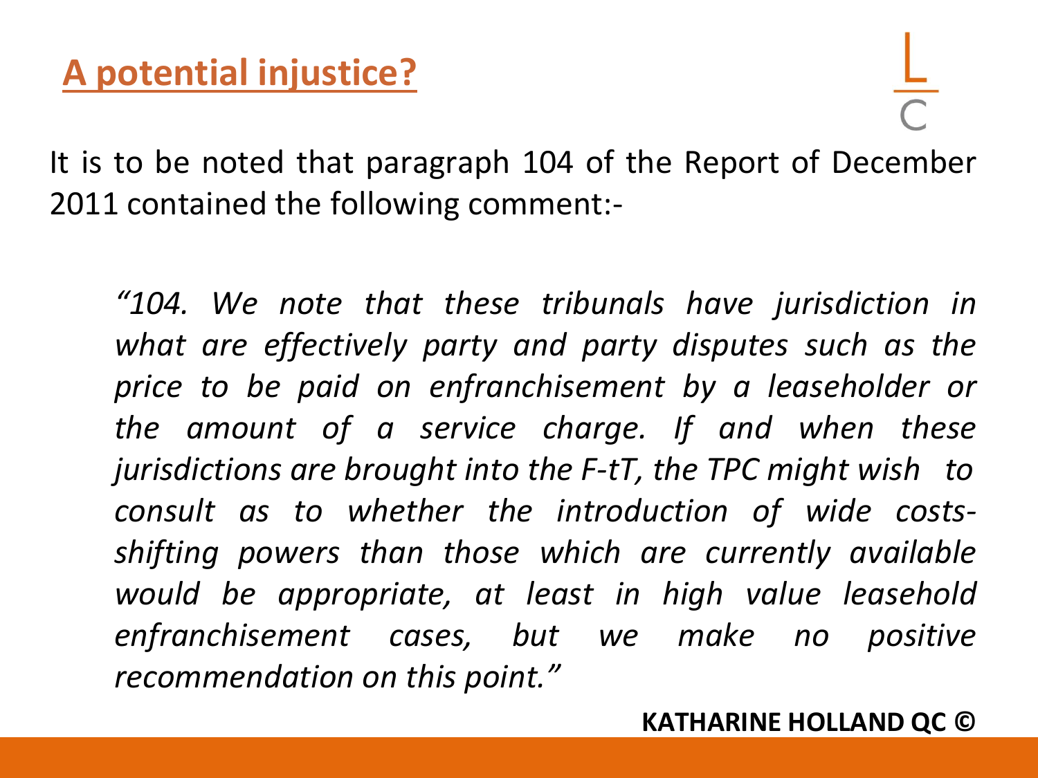## A potential injustice?

It is to be noted that paragraph 104 of the Report of December 2011 contained the following comment:-

> *"104. We note that these tribunals have jurisdiction in what are effectively party and party disputes such as the price to be paid on enfranchisement by a leaseholder or the amount of a service charge. If and when these jurisdictions are brought into the F-tT, the TPC might wish to consult as to whether the introduction of wide costs-shifting powers than those which are currently available would be appropriate, at least in high value leasehold enfranchisement cases, but we make no positive recommendation on this point."*

**KATHARINE HOLLAND QC ©**